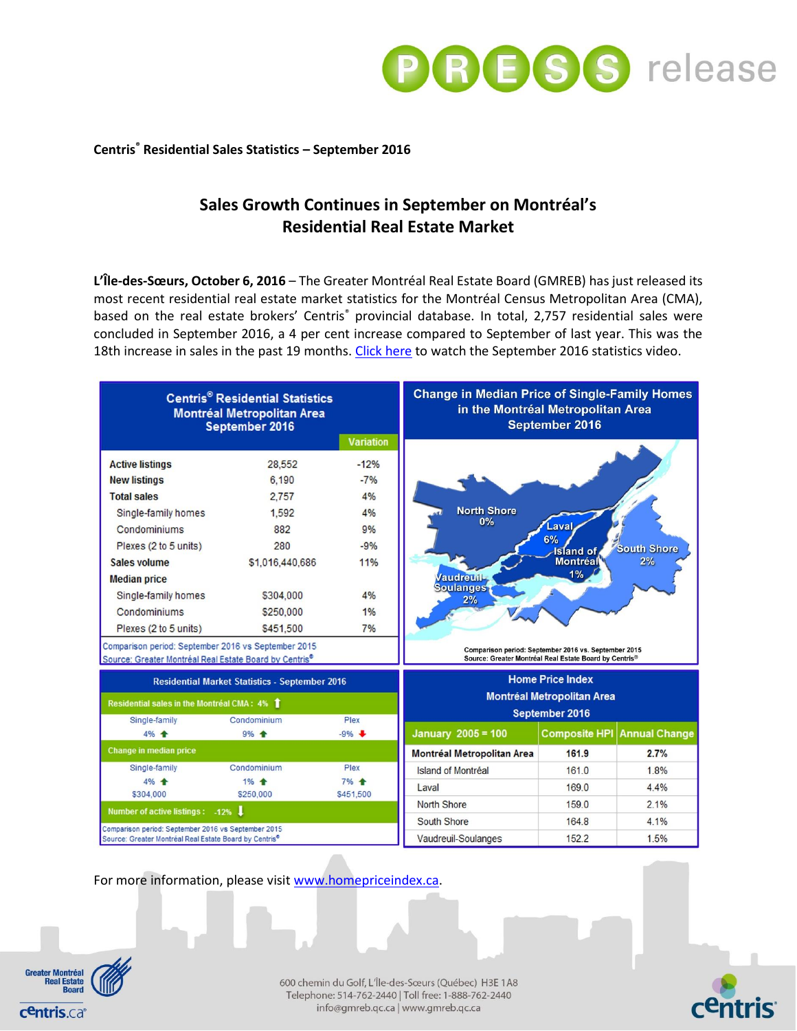**Centris® Residential Sales Statistics – September 2016**

# Sales Growth Continues in September on Montréal's Residential Real Estate Market

**L'Île-des-Sœurs, October 6, 2016** – The Greater Montréal Real Estate Board (GMREB) has just released its most recent residential real estate market statistics for the Montréal Census Metropolitan Area (CMA), based on the real estate brokers' Centris® provincial database. In total, 2,757 residential sales were concluded in September 2016, a 4 per cent increase compared to September of last year. This was the 18th increase in sales in the past 19 months. Click here to watch the September 2016 statistics video.

**Centris® Residential Statistics Montréal Metropolitan Area September 2016**

| | | Variation |
|---|---|---|
| **Active listings** | 28,552 | -12% |
| **New listings** | 6,190 | -7% |
| **Total sales** | 2,757 | 4% |
| Single-family homes | 1,592 | 4% |
| Condominiums | 882 | 9% |
| Plexes (2 to 5 units) | 280 | -9% |
| **Sales volume** | $1,016,440,686 | 11% |
| **Median price** | | |
| Single-family homes | $304,000 | 4% |
| Condominiums | $250,000 | 1% |
| Plexes (2 to 5 units) | $451,500 | 7% |

Comparison period: September 2016 vs September 2015
Source: Greater Montréal Real Estate Board by Centris®

**Change in Median Price of Single-Family Homes in the Montréal Metropolitan Area September 2016**

| Area | Change |
|---|---|
| North Shore | 0% |
| Laval | 6% |
| Island of Montréal | 1% |
| South Shore | 2% |
| Vaudreuil-Soulanges | 2% |

Comparison period: September 2016 vs. September 2015
Source: Greater Montréal Real Estate Board by Centris®

**Residential Market Statistics - September 2016**

Residential sales in the Montréal CMA: 4% ↑

| Single-family | Condominium | Plex |
|---|---|---|
| 4% ↑ | 9% ↑ | -9% ↓ |

Change in median price

| Single-family | Condominium | Plex |
|---|---|---|
| 4% ↑ | 1% ↑ | 7% ↑ |
| $304,000 | $250,000 | $451,500 |

Number of active listings: -12% ↓

Comparison period: September 2016 vs September 2015
Source: Greater Montréal Real Estate Board by Centris®

**Home Price Index Montréal Metropolitan Area September 2016**

| January 2005 = 100 | Composite HPI | Annual Change |
|---|---|---|
| **Montréal Metropolitan Area** | **161.9** | **2.7%** |
| Island of Montréal | 161.0 | 1.8% |
| Laval | 169.0 | 4.4% |
| North Shore | 159.0 | 2.1% |
| South Shore | 164.8 | 4.1% |
| Vaudreuil-Soulanges | 152.2 | 1.5% |

For more information, please visit www.homepriceindex.ca.

600 chemin du Golf, L'Île-des-Sœurs (Québec) H3E 1A8
Telephone: 514-762-2440 | Toll free: 1-888-762-2440
info@gmreb.qc.ca | www.gmreb.qc.ca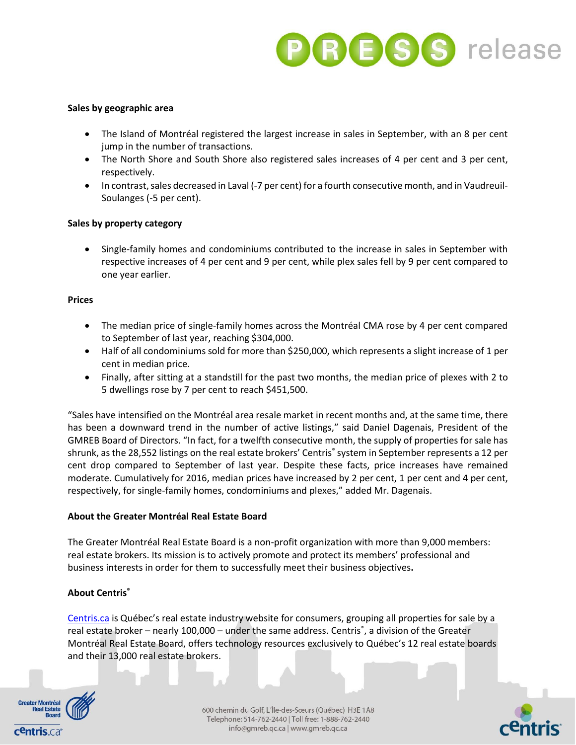**Sales by geographic area**

- The Island of Montréal registered the largest increase in sales in September, with an 8 per cent jump in the number of transactions.
- The North Shore and South Shore also registered sales increases of 4 per cent and 3 per cent, respectively.
- In contrast, sales decreased in Laval (-7 per cent) for a fourth consecutive month, and in Vaudreuil-Soulanges (-5 per cent).

**Sales by property category**

- Single-family homes and condominiums contributed to the increase in sales in September with respective increases of 4 per cent and 9 per cent, while plex sales fell by 9 per cent compared to one year earlier.

**Prices**

- The median price of single-family homes across the Montréal CMA rose by 4 per cent compared to September of last year, reaching $304,000.
- Half of all condominiums sold for more than $250,000, which represents a slight increase of 1 per cent in median price.
- Finally, after sitting at a standstill for the past two months, the median price of plexes with 2 to 5 dwellings rose by 7 per cent to reach $451,500.

"Sales have intensified on the Montréal area resale market in recent months and, at the same time, there has been a downward trend in the number of active listings," said Daniel Dagenais, President of the GMREB Board of Directors. "In fact, for a twelfth consecutive month, the supply of properties for sale has shrunk, as the 28,552 listings on the real estate brokers' Centris® system in September represents a 12 per cent drop compared to September of last year. Despite these facts, price increases have remained moderate. Cumulatively for 2016, median prices have increased by 2 per cent, 1 per cent and 4 per cent, respectively, for single-family homes, condominiums and plexes," added Mr. Dagenais.

**About the Greater Montréal Real Estate Board**

The Greater Montréal Real Estate Board is a non-profit organization with more than 9,000 members: real estate brokers. Its mission is to actively promote and protect its members' professional and business interests in order for them to successfully meet their business objectives.

**About Centris®**

Centris.ca is Québec's real estate industry website for consumers, grouping all properties for sale by a real estate broker – nearly 100,000 – under the same address. Centris®, a division of the Greater Montréal Real Estate Board, offers technology resources exclusively to Québec's 12 real estate boards and their 13,000 real estate brokers.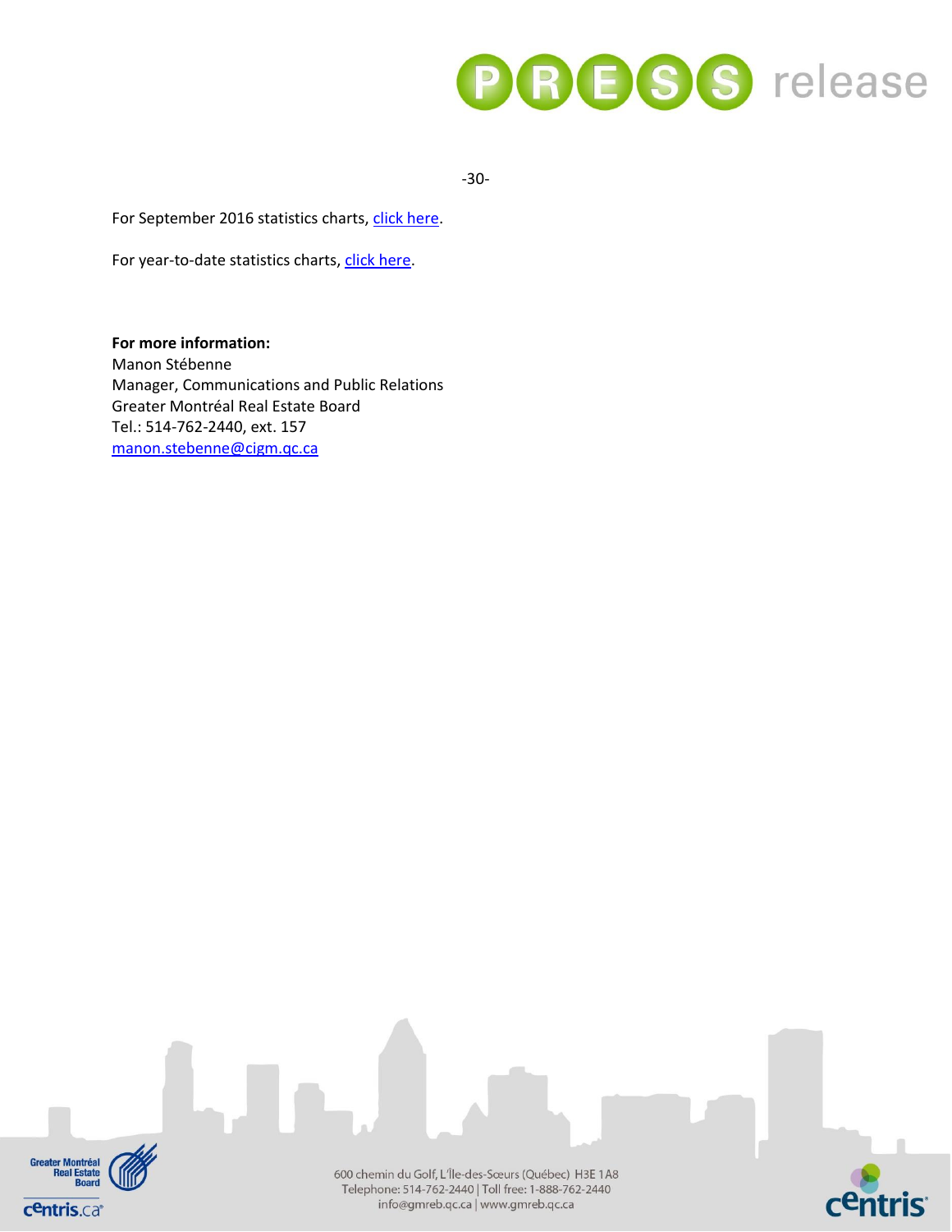-30-

For September 2016 statistics charts, click here.

For year-to-date statistics charts, click here.

**For more information:**
Manon Stébenne
Manager, Communications and Public Relations
Greater Montréal Real Estate Board
Tel.: 514-762-2440, ext. 157
manon.stebenne@cigm.qc.ca